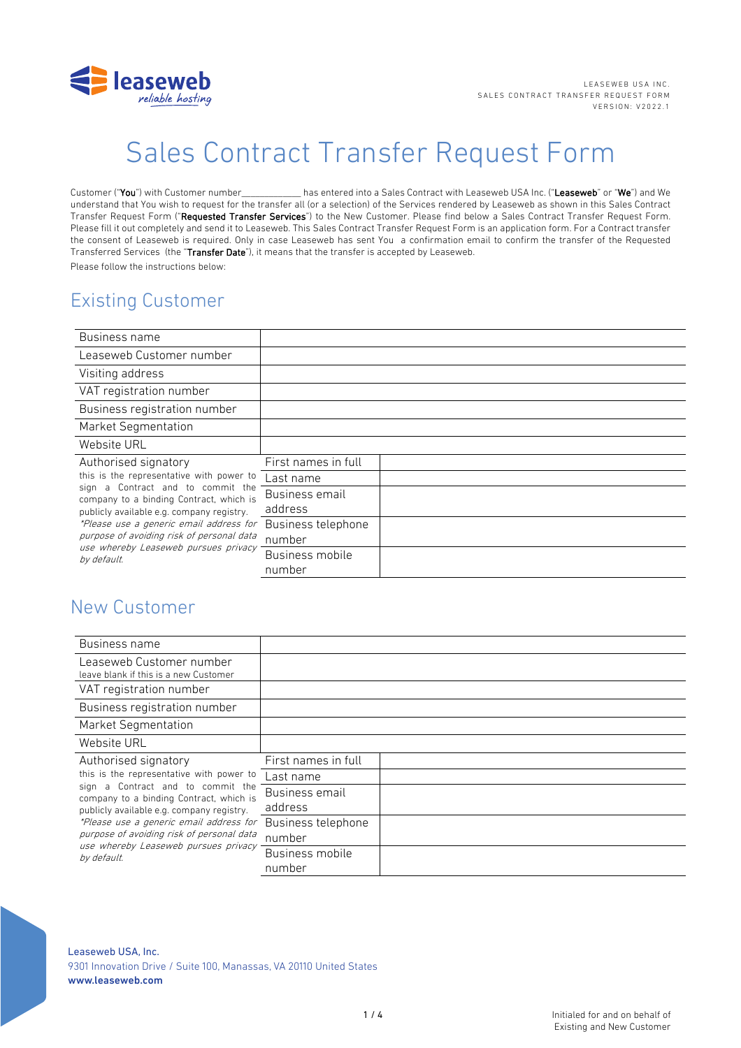LEASEWEB USA INC.
SALES CONTRACT TRANSFER REQUEST FORM
VERSION: V2022.1

# Sales Contract Transfer Request Form

Customer ("**You**") with Customer number____________ has entered into a Sales Contract with Leaseweb USA Inc. ("**Leaseweb**" or "**We**") and We understand that You wish to request for the transfer all (or a selection) of the Services rendered by Leaseweb as shown in this Sales Contract Transfer Request Form ("**Requested Transfer Services**") to the New Customer. Please find below a Sales Contract Transfer Request Form. Please fill it out completely and send it to Leaseweb. This Sales Contract Transfer Request Form is an application form. For a Contract transfer the consent of Leaseweb is required. Only in case Leaseweb has sent You a confirmation email to confirm the transfer of the Requested Transferred Services (the "**Transfer Date**"), it means that the transfer is accepted by Leaseweb.

Please follow the instructions below:

## Existing Customer

| | | |
|---|---|---|
| Business name | | |
| Leaseweb Customer number | | |
| Visiting address | | |
| VAT registration number | | |
| Business registration number | | |
| Market Segmentation | | |
| Website URL | | |
| Authorised signatory<br>this is the representative with power to sign a Contract and to commit the company to a binding Contract, which is publicly available e.g. company registry.<br>*\*Please use a generic email address for purpose of avoiding risk of personal data use whereby Leaseweb pursues privacy by default.* | First names in full | |
| | Last name | |
| | Business email address | |
| | Business telephone number | |
| | Business mobile number | |

## New Customer

| | | |
|---|---|---|
| Business name | | |
| Leaseweb Customer number<br>leave blank if this is a new Customer | | |
| VAT registration number | | |
| Business registration number | | |
| Market Segmentation | | |
| Website URL | | |
| Authorised signatory<br>this is the representative with power to sign a Contract and to commit the company to a binding Contract, which is publicly available e.g. company registry.<br>*\*Please use a generic email address for purpose of avoiding risk of personal data use whereby Leaseweb pursues privacy by default.* | First names in full | |
| | Last name | |
| | Business email address | |
| | Business telephone number | |
| | Business mobile number | |

Leaseweb USA, Inc.
9301 Innovation Drive / Suite 100, Manassas, VA 20110 United States
**www.leaseweb.com**

Initialed for and on behalf of Existing and New Customer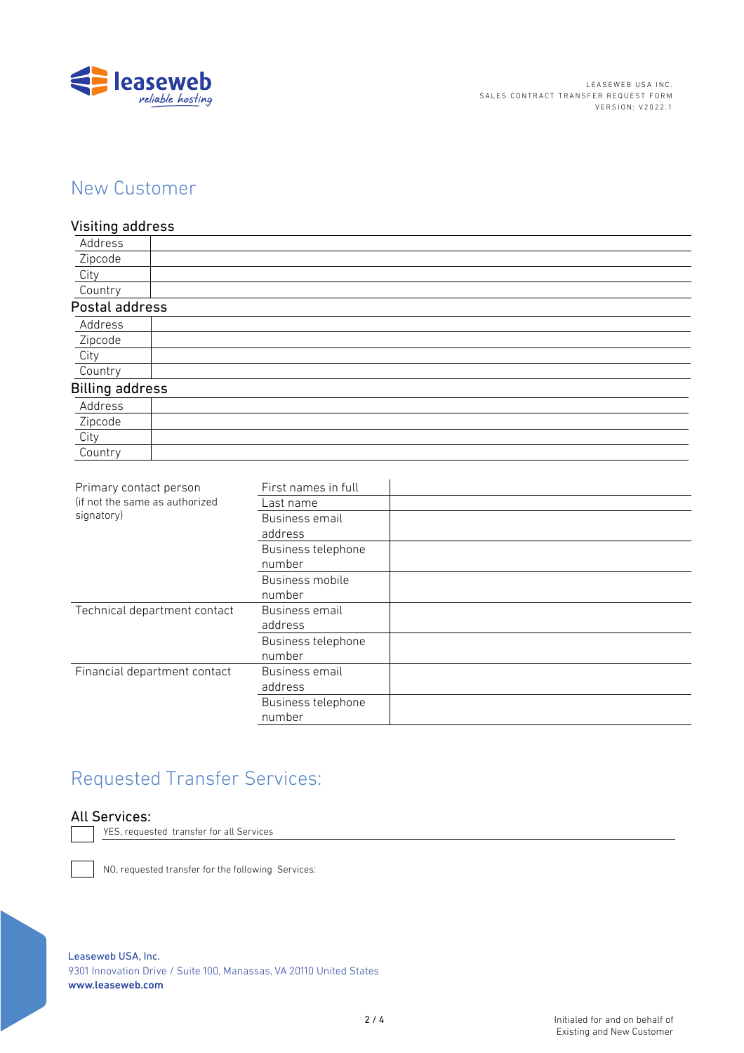## New Customer

### Visiting address

| | |
|---|---|
| Address | |
| Zipcode | |
| City | |
| Country | |

### Postal address

| | |
|---|---|
| Address | |
| Zipcode | |
| City | |
| Country | |

### Billing address

| | |
|---|---|
| Address | |
| Zipcode | |
| City | |
| Country | |

| | | |
|---|---|---|
| Primary contact person (if not the same as authorized signatory) | First names in full | |
| | Last name | |
| | Business email address | |
| | Business telephone number | |
| | Business mobile number | |
| Technical department contact | Business email address | |
| | Business telephone number | |
| Financial department contact | Business email address | |
| | Business telephone number | |

## Requested Transfer Services:

### All Services:

☐ YES, requested transfer for all Services

☐ NO, requested transfer for the following Services:

Leaseweb USA, Inc.
9301 Innovation Drive / Suite 100, Manassas, VA 20110 United States
**www.leaseweb.com**

Initialed for and on behalf of Existing and New Customer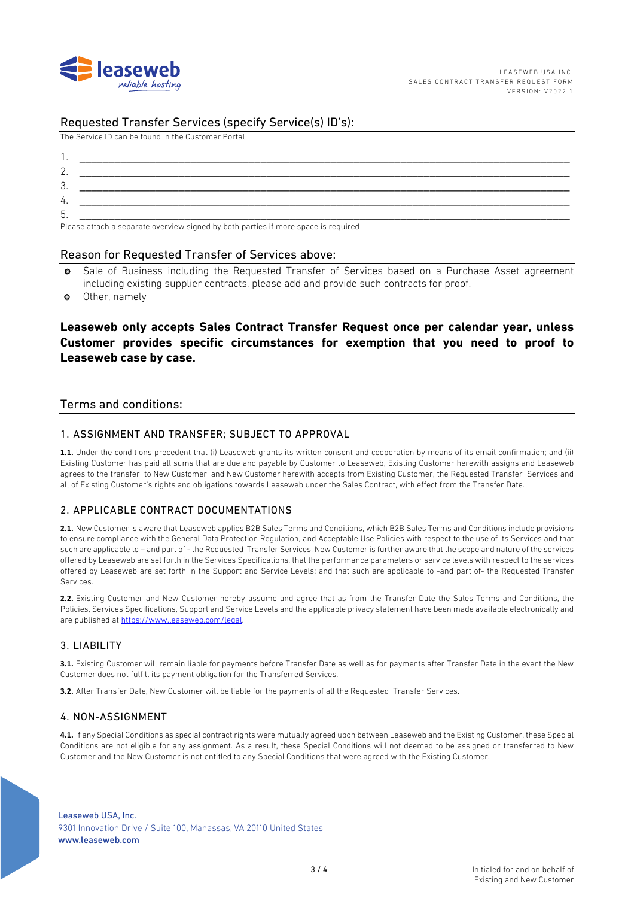## Requested Transfer Services (specify Service(s) ID's):

The Service ID can be found in the Customer Portal

1. ______________________________________________________________________________
2. ______________________________________________________________________________
3. ______________________________________________________________________________
4. ______________________________________________________________________________
5. ______________________________________________________________________________

Please attach a separate overview signed by both parties if more space is required

## Reason for Requested Transfer of Services above:

- Sale of Business including the Requested Transfer of Services based on a Purchase Asset agreement including existing supplier contracts, please add and provide such contracts for proof.
- Other, namely

**Leaseweb only accepts Sales Contract Transfer Request once per calendar year, unless Customer provides specific circumstances for exemption that you need to proof to Leaseweb case by case.**

## Terms and conditions:

### 1. ASSIGNMENT AND TRANSFER; SUBJECT TO APPROVAL

**1.1.** Under the conditions precedent that (i) Leaseweb grants its written consent and cooperation by means of its email confirmation; and (ii) Existing Customer has paid all sums that are due and payable by Customer to Leaseweb, Existing Customer herewith assigns and Leaseweb agrees to the transfer to New Customer, and New Customer herewith accepts from Existing Customer, the Requested Transfer Services and all of Existing Customer's rights and obligations towards Leaseweb under the Sales Contract, with effect from the Transfer Date.

### 2. APPLICABLE CONTRACT DOCUMENTATIONS

**2.1.** New Customer is aware that Leaseweb applies B2B Sales Terms and Conditions, which B2B Sales Terms and Conditions include provisions to ensure compliance with the General Data Protection Regulation, and Acceptable Use Policies with respect to the use of its Services and that such are applicable to – and part of - the Requested Transfer Services. New Customer is further aware that the scope and nature of the services offered by Leaseweb are set forth in the Services Specifications, that the performance parameters or service levels with respect to the services offered by Leaseweb are set forth in the Support and Service Levels; and that such are applicable to -and part of- the Requested Transfer Services.

**2.2.** Existing Customer and New Customer hereby assume and agree that as from the Transfer Date the Sales Terms and Conditions, the Policies, Services Specifications, Support and Service Levels and the applicable privacy statement have been made available electronically and are published at https://www.leaseweb.com/legal.

### 3. LIABILITY

**3.1.** Existing Customer will remain liable for payments before Transfer Date as well as for payments after Transfer Date in the event the New Customer does not fulfill its payment obligation for the Transferred Services.

**3.2.** After Transfer Date, New Customer will be liable for the payments of all the Requested Transfer Services.

### 4. NON-ASSIGNMENT

**4.1.** If any Special Conditions as special contract rights were mutually agreed upon between Leaseweb and the Existing Customer, these Special Conditions are not eligible for any assignment. As a result, these Special Conditions will not deemed to be assigned or transferred to New Customer and the New Customer is not entitled to any Special Conditions that were agreed with the Existing Customer.

Initialed for and on behalf of Existing and New Customer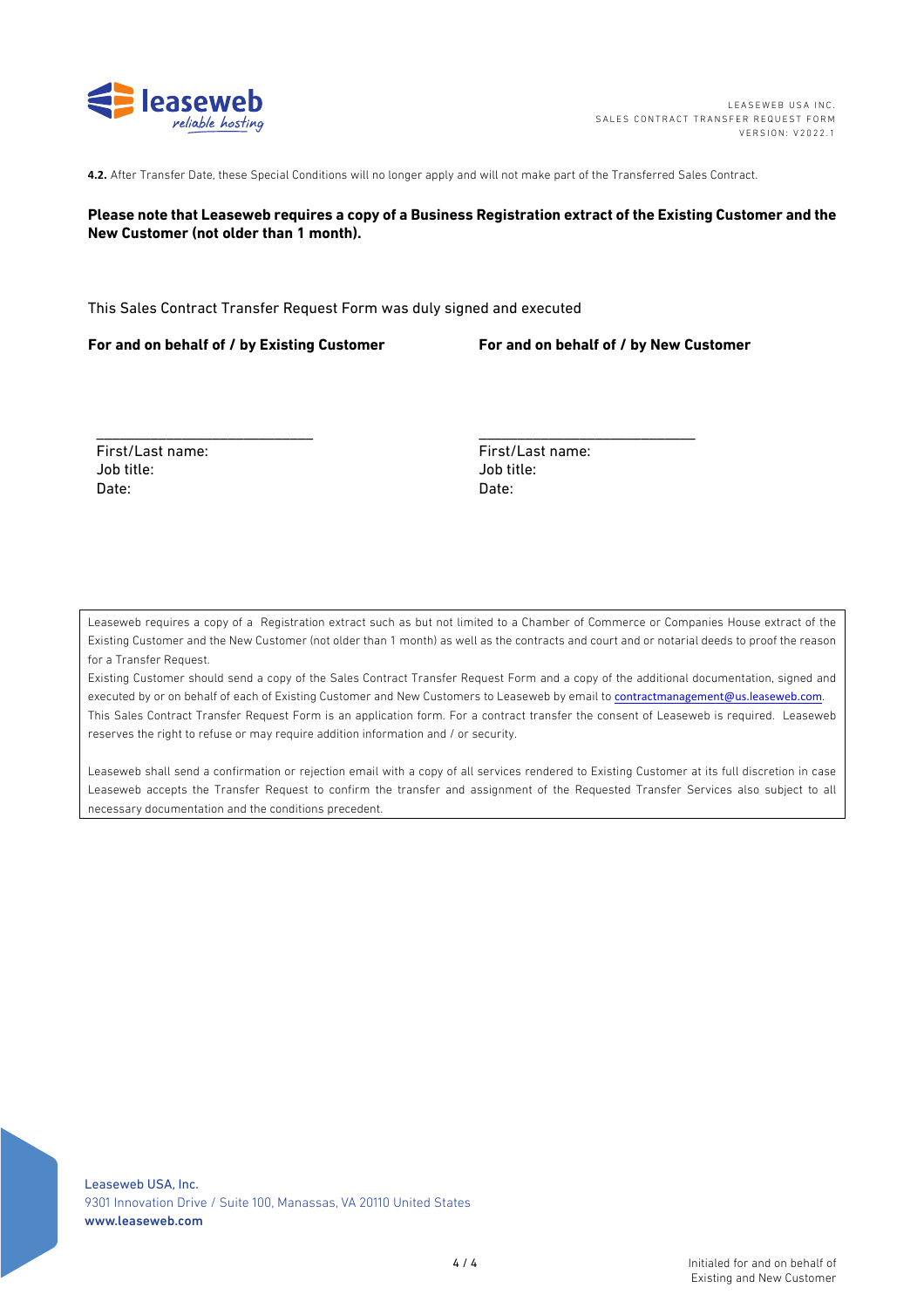**4.2.** After Transfer Date, these Special Conditions will no longer apply and will not make part of the Transferred Sales Contract.

**Please note that Leaseweb requires a copy of a Business Registration extract of the Existing Customer and the New Customer (not older than 1 month).**

This Sales Contract Transfer Request Form was duly signed and executed

| **For and on behalf of / by Existing Customer** | **For and on behalf of / by New Customer** |
| --- | --- |
| ____________________________ | ____________________________ |
| First/Last name: | First/Last name: |
| Job title: | Job title: |
| Date: | Date: |

Leaseweb requires a copy of a Registration extract such as but not limited to a Chamber of Commerce or Companies House extract of the Existing Customer and the New Customer (not older than 1 month) as well as the contracts and court and or notarial deeds to proof the reason for a Transfer Request.
Existing Customer should send a copy of the Sales Contract Transfer Request Form and a copy of the additional documentation, signed and executed by or on behalf of each of Existing Customer and New Customers to Leaseweb by email to contractmanagement@us.leaseweb.com.
This Sales Contract Transfer Request Form is an application form. For a contract transfer the consent of Leaseweb is required. Leaseweb reserves the right to refuse or may require addition information and / or security.

Leaseweb shall send a confirmation or rejection email with a copy of all services rendered to Existing Customer at its full discretion in case Leaseweb accepts the Transfer Request to confirm the transfer and assignment of the Requested Transfer Services also subject to all necessary documentation and the conditions precedent.

Leaseweb USA, Inc.
9301 Innovation Drive / Suite 100, Manassas, VA 20110 United States
www.leaseweb.com

Initialed for and on behalf of Existing and New Customer